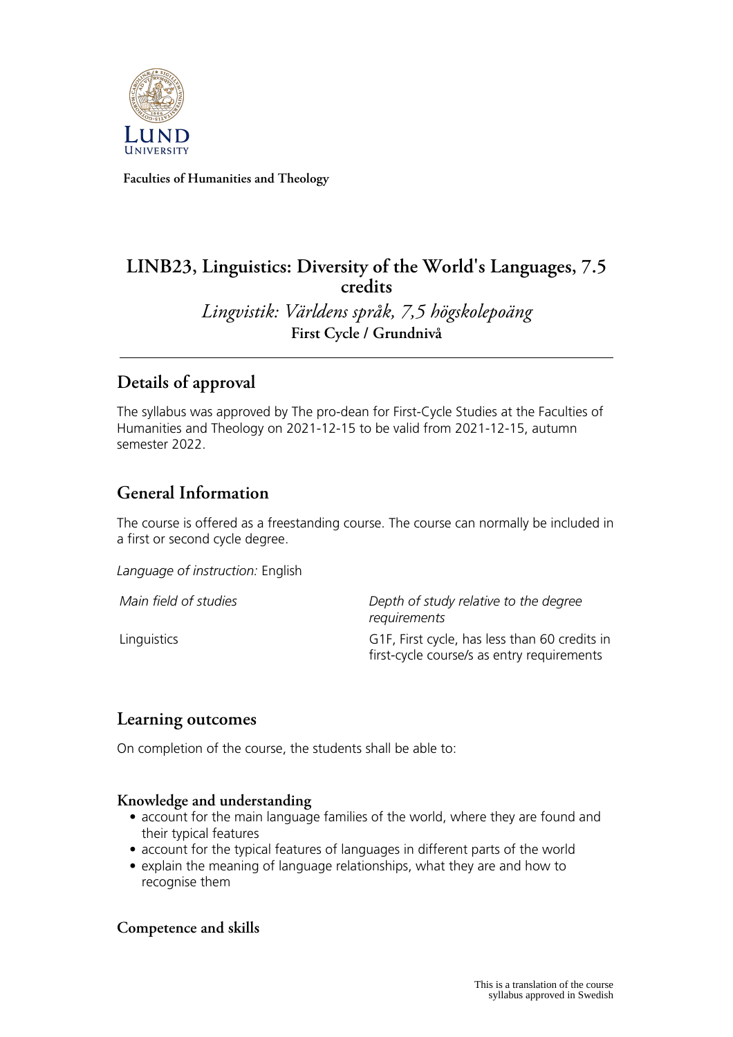Faculties of Humanities and Theology

# LINB23, Linguistics: Diversity of the World's Languages, 7.5 credits

*Lingvistik: Världens språk, 7,5 högskolepoäng*

**First Cycle / Grundnivå**

## Details of approval

The syllabus was approved by The pro-dean for First-Cycle Studies at the Faculties of Humanities and Theology on 2021-12-15 to be valid from 2021-12-15, autumn semester 2022.

## General Information

The course is offered as a freestanding course. The course can normally be included in a first or second cycle degree.

*Language of instruction:* English

| *Main field of studies* | *Depth of study relative to the degree requirements* |
| --- | --- |
| Linguistics | G1F, First cycle, has less than 60 credits in first-cycle course/s as entry requirements |

## Learning outcomes

On completion of the course, the students shall be able to:

### Knowledge and understanding

- account for the main language families of the world, where they are found and their typical features
- account for the typical features of languages in different parts of the world
- explain the meaning of language relationships, what they are and how to recognise them

### Competence and skills

This is a translation of the course syllabus approved in Swedish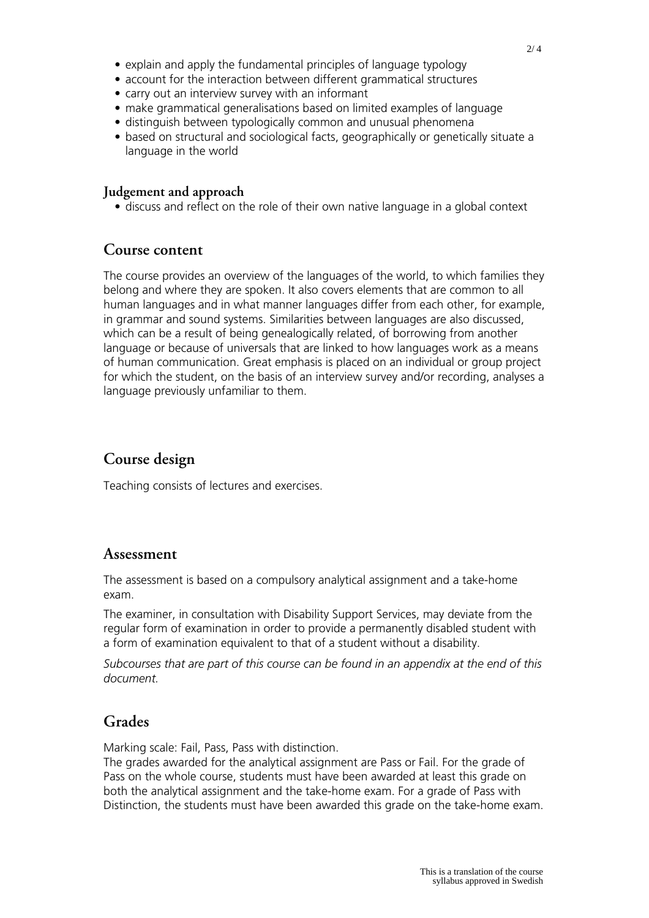- explain and apply the fundamental principles of language typology
- account for the interaction between different grammatical structures
- carry out an interview survey with an informant
- make grammatical generalisations based on limited examples of language
- distinguish between typologically common and unusual phenomena
- based on structural and sociological facts, geographically or genetically situate a language in the world

### Judgement and approach

- discuss and reflect on the role of their own native language in a global context

## Course content

The course provides an overview of the languages of the world, to which families they belong and where they are spoken. It also covers elements that are common to all human languages and in what manner languages differ from each other, for example, in grammar and sound systems. Similarities between languages are also discussed, which can be a result of being genealogically related, of borrowing from another language or because of universals that are linked to how languages work as a means of human communication. Great emphasis is placed on an individual or group project for which the student, on the basis of an interview survey and/or recording, analyses a language previously unfamiliar to them.

## Course design

Teaching consists of lectures and exercises.

## Assessment

The assessment is based on a compulsory analytical assignment and a take-home exam.

The examiner, in consultation with Disability Support Services, may deviate from the regular form of examination in order to provide a permanently disabled student with a form of examination equivalent to that of a student without a disability.

*Subcourses that are part of this course can be found in an appendix at the end of this document.*

## Grades

Marking scale: Fail, Pass, Pass with distinction.
The grades awarded for the analytical assignment are Pass or Fail. For the grade of Pass on the whole course, students must have been awarded at least this grade on both the analytical assignment and the take-home exam. For a grade of Pass with Distinction, the students must have been awarded this grade on the take-home exam.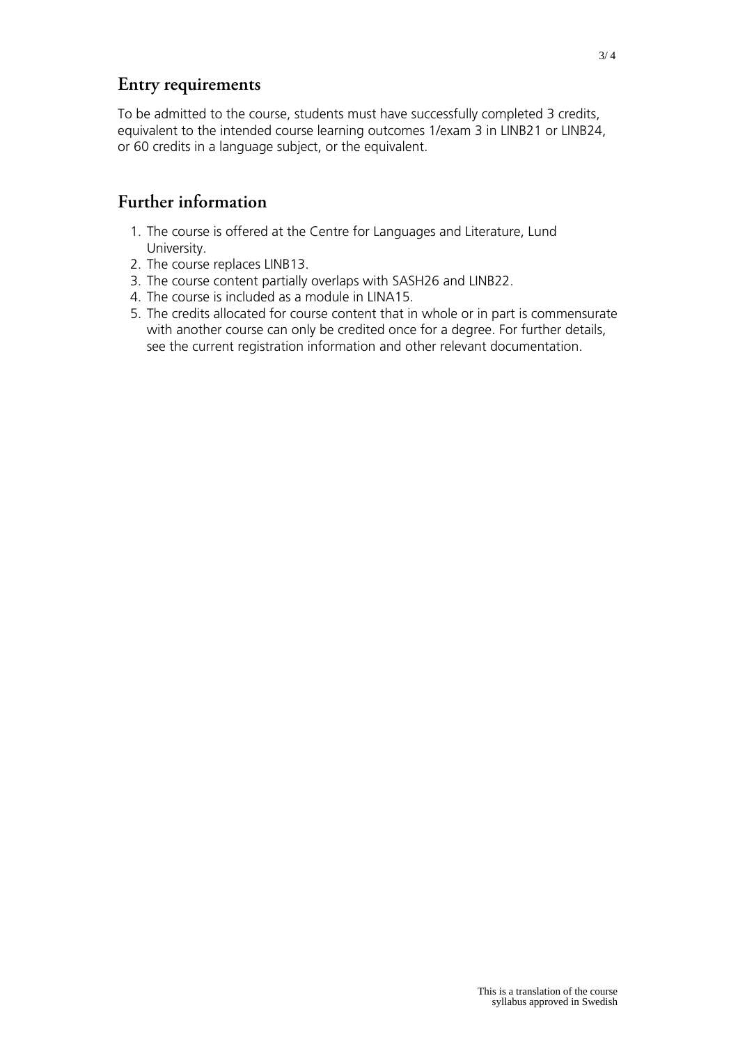## Entry requirements

To be admitted to the course, students must have successfully completed 3 credits, equivalent to the intended course learning outcomes 1/exam 3 in LINB21 or LINB24, or 60 credits in a language subject, or the equivalent.

## Further information

1. The course is offered at the Centre for Languages and Literature, Lund University.
2. The course replaces LINB13.
3. The course content partially overlaps with SASH26 and LINB22.
4. The course is included as a module in LINA15.
5. The credits allocated for course content that in whole or in part is commensurate with another course can only be credited once for a degree. For further details, see the current registration information and other relevant documentation.

This is a translation of the course syllabus approved in Swedish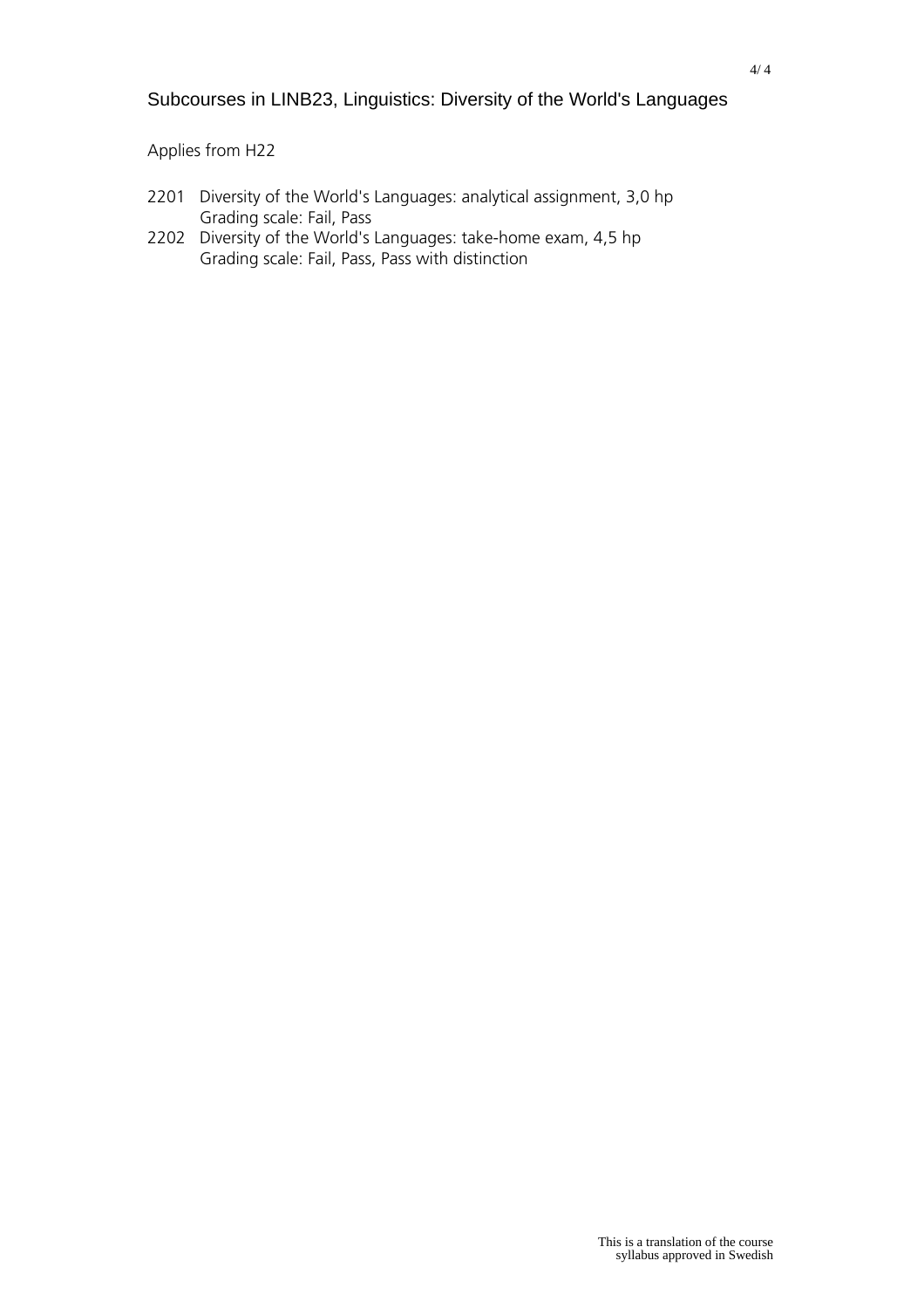## Subcourses in LINB23, Linguistics: Diversity of the World's Languages

Applies from H22

2201 Diversity of the World's Languages: analytical assignment, 3,0 hp
Grading scale: Fail, Pass

2202 Diversity of the World's Languages: take-home exam, 4,5 hp
Grading scale: Fail, Pass, Pass with distinction

This is a translation of the course syllabus approved in Swedish